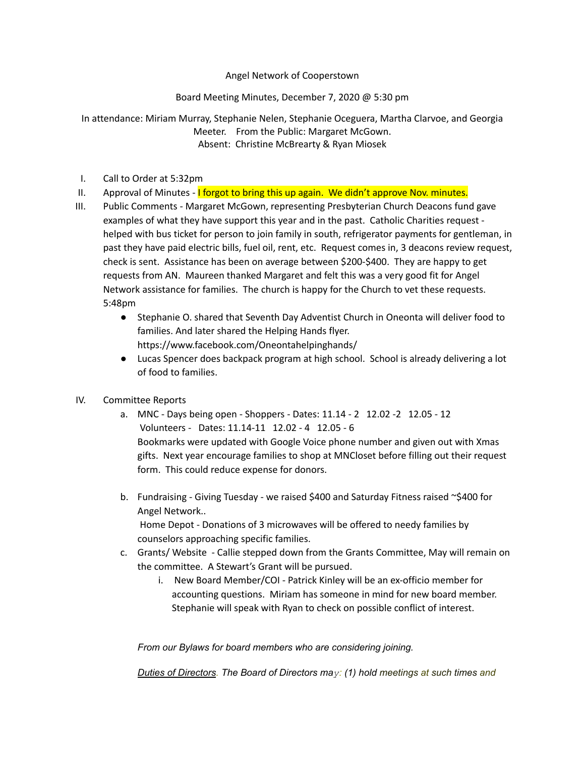Angel Network of Cooperstown

Board Meeting Minutes, December 7, 2020 @ 5:30 pm

In attendance: Miriam Murray, Stephanie Nelen, Stephanie Oceguera, Martha Clarvoe, and Georgia Meeter. From the Public: Margaret McGown.
Absent: Christine McBrearty & Ryan Miosek

I. Call to Order at 5:32pm
II. Approval of Minutes - I forgot to bring this up again. We didn't approve Nov. minutes.
III. Public Comments - Margaret McGown, representing Presbyterian Church Deacons fund gave examples of what they have support this year and in the past. Catholic Charities request - helped with bus ticket for person to join family in south, refrigerator payments for gentleman, in past they have paid electric bills, fuel oil, rent, etc. Request comes in, 3 deacons review request, check is sent. Assistance has been on average between $200-$400. They are happy to get requests from AN. Maureen thanked Margaret and felt this was a very good fit for Angel Network assistance for families. The church is happy for the Church to vet these requests. 5:48pm
   - Stephanie O. shared that Seventh Day Adventist Church in Oneonta will deliver food to families. And later shared the Helping Hands flyer. https://www.facebook.com/Oneontahelpinghands/
   - Lucas Spencer does backpack program at high school. School is already delivering a lot of food to families.

IV. Committee Reports
   a. MNC - Days being open - Shoppers - Dates: 11.14 - 2 12.02 -2 12.05 - 12
      Volunteers - Dates: 11.14-11 12.02 - 4 12.05 - 6
      Bookmarks were updated with Google Voice phone number and given out with Xmas gifts. Next year encourage families to shop at MNCloset before filling out their request form. This could reduce expense for donors.

   b. Fundraising - Giving Tuesday - we raised $400 and Saturday Fitness raised ~$400 for Angel Network..
      Home Depot - Donations of 3 microwaves will be offered to needy families by counselors approaching specific families.
   c. Grants/ Website - Callie stepped down from the Grants Committee, May will remain on the committee. A Stewart's Grant will be pursued.
      i. New Board Member/COI - Patrick Kinley will be an ex-officio member for accounting questions. Miriam has someone in mind for new board member. Stephanie will speak with Ryan to check on possible conflict of interest.

*From our Bylaws for board members who are considering joining.*

*Duties of Directors. The Board of Directors may: (1) hold meetings at such times and*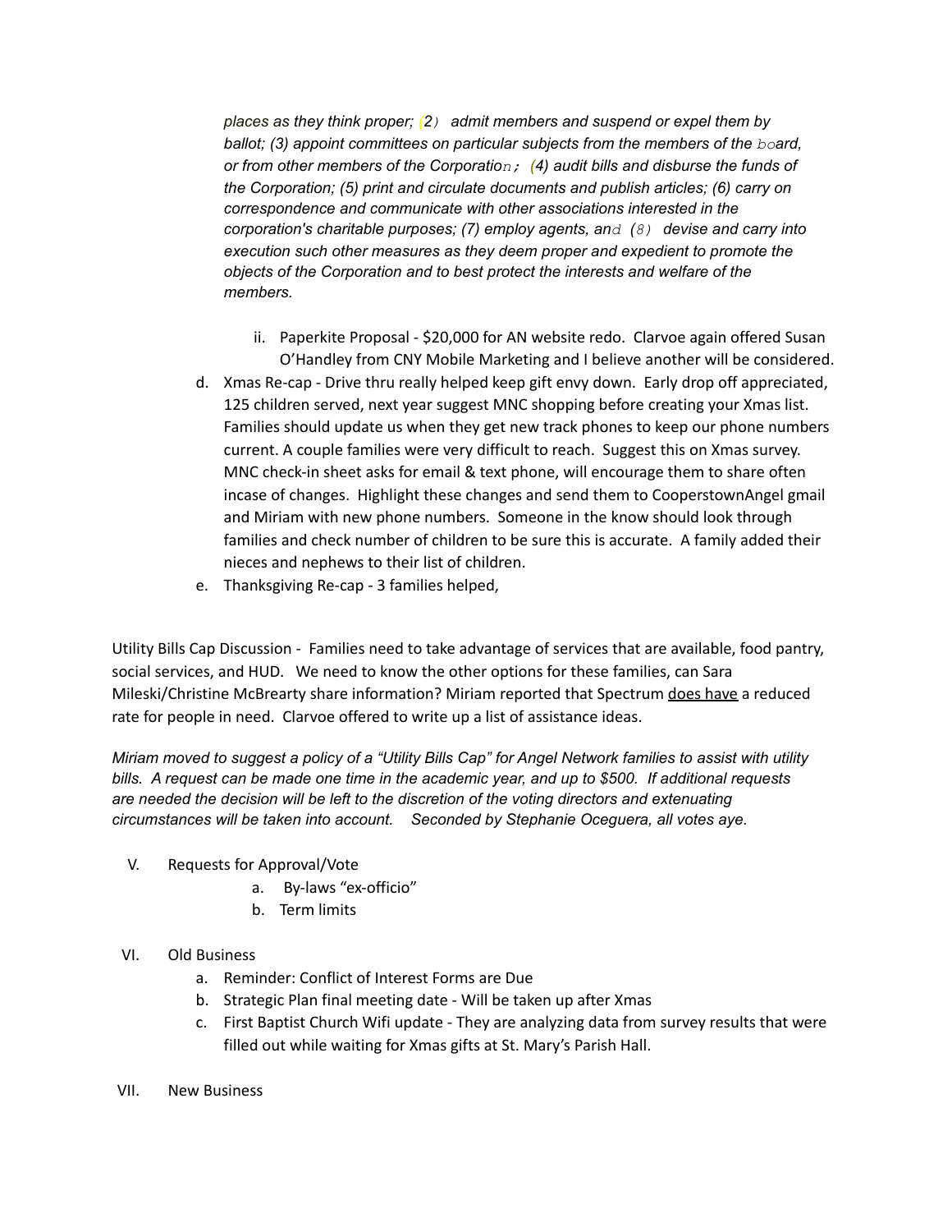*places as they think proper; (2) admit members and suspend or expel them by ballot; (3) appoint committees on particular subjects from the members of the board, or from other members of the Corporation; (4) audit bills and disburse the funds of the Corporation; (5) print and circulate documents and publish articles; (6) carry on correspondence and communicate with other associations interested in the corporation's charitable purposes; (7) employ agents, and (8) devise and carry into execution such other measures as they deem proper and expedient to promote the objects of the Corporation and to best protect the interests and welfare of the members.*

ii. Paperkite Proposal - $20,000 for AN website redo. Clarvoe again offered Susan O'Handley from CNY Mobile Marketing and I believe another will be considered.

d. Xmas Re-cap - Drive thru really helped keep gift envy down. Early drop off appreciated, 125 children served, next year suggest MNC shopping before creating your Xmas list. Families should update us when they get new track phones to keep our phone numbers current. A couple families were very difficult to reach. Suggest this on Xmas survey. MNC check-in sheet asks for email & text phone, will encourage them to share often incase of changes. Highlight these changes and send them to CooperstownAngel gmail and Miriam with new phone numbers. Someone in the know should look through families and check number of children to be sure this is accurate. A family added their nieces and nephews to their list of children.

e. Thanksgiving Re-cap - 3 families helped,

Utility Bills Cap Discussion - Families need to take advantage of services that are available, food pantry, social services, and HUD. We need to know the other options for these families, can Sara Mileski/Christine McBrearty share information? Miriam reported that Spectrum <u>does have</u> a reduced rate for people in need. Clarvoe offered to write up a list of assistance ideas.

*Miriam moved to suggest a policy of a "Utility Bills Cap" for Angel Network families to assist with utility bills. A request can be made one time in the academic year, and up to $500. If additional requests are needed the decision will be left to the discretion of the voting directors and extenuating circumstances will be taken into account. Seconded by Stephanie Oceguera, all votes aye.*

V. Requests for Approval/Vote
   a. By-laws "ex-officio"
   b. Term limits

VI. Old Business
   a. Reminder: Conflict of Interest Forms are Due
   b. Strategic Plan final meeting date - Will be taken up after Xmas
   c. First Baptist Church Wifi update - They are analyzing data from survey results that were filled out while waiting for Xmas gifts at St. Mary's Parish Hall.

VII. New Business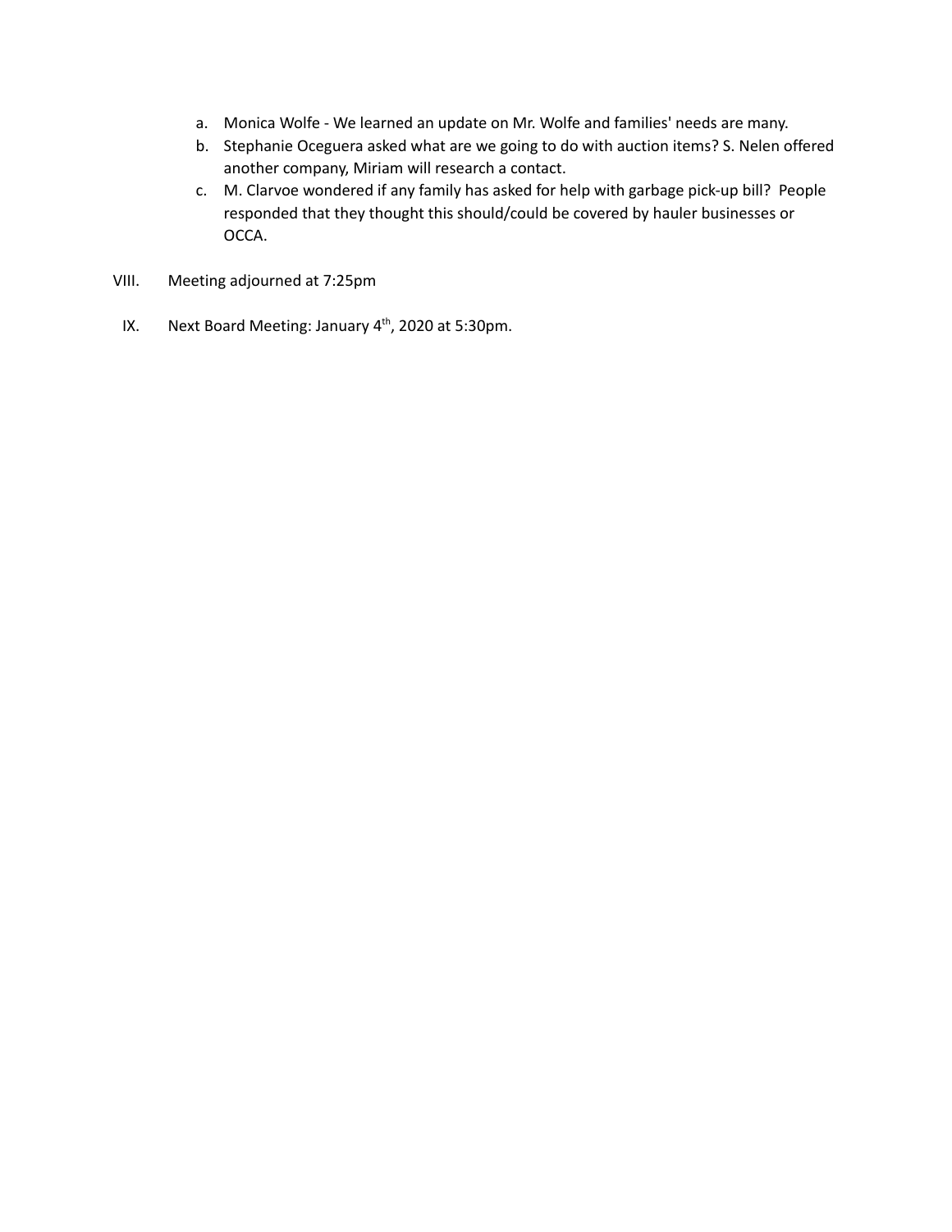a. Monica Wolfe - We learned an update on Mr. Wolfe and families' needs are many.
b. Stephanie Oceguera asked what are we going to do with auction items? S. Nelen offered another company, Miriam will research a contact.
c. M. Clarvoe wondered if any family has asked for help with garbage pick-up bill? People responded that they thought this should/could be covered by hauler businesses or OCCA.

VIII. Meeting adjourned at 7:25pm

IX. Next Board Meeting: January 4th, 2020 at 5:30pm.